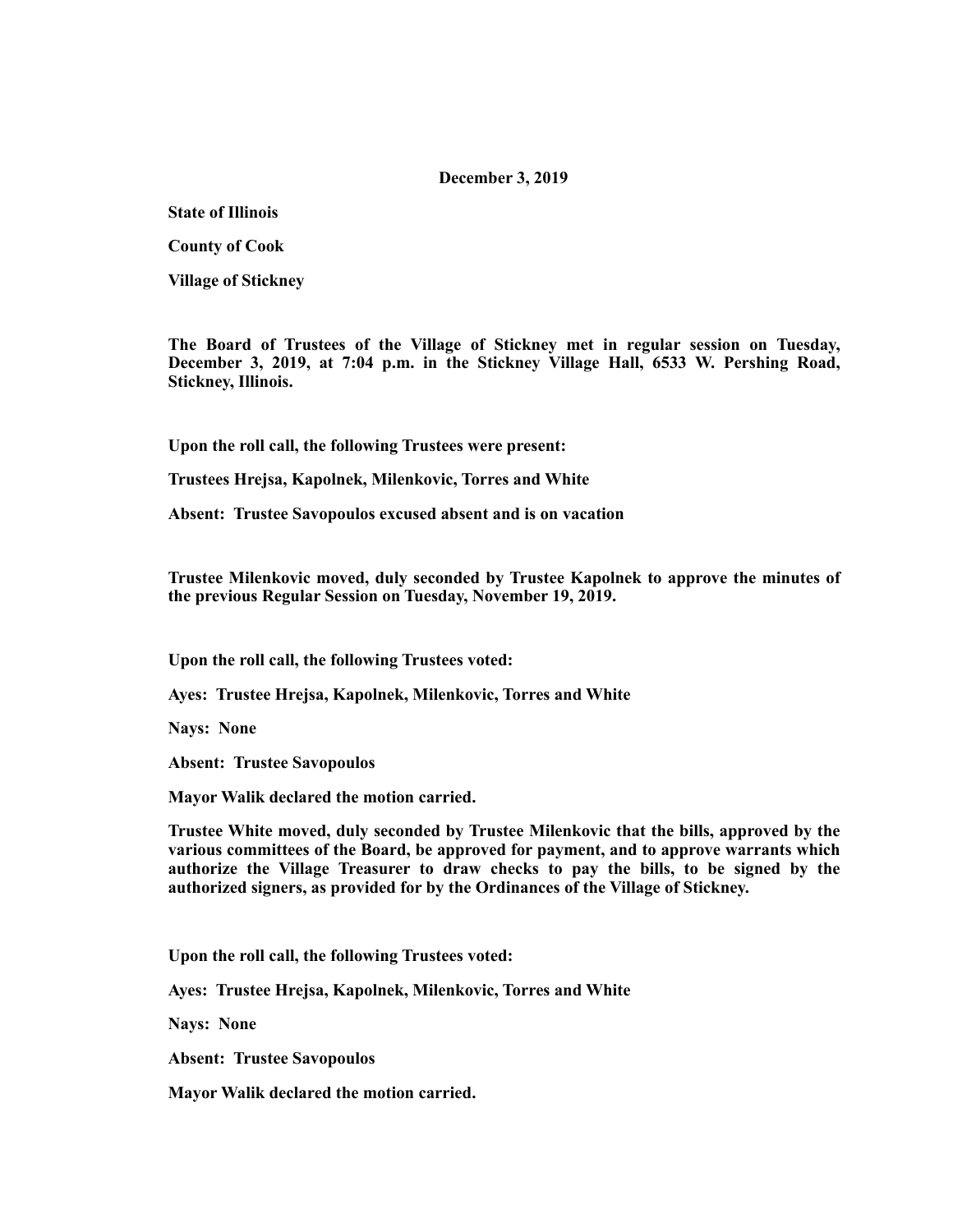**December 3, 2019**

**State of Illinois**

**County of Cook**

**Village of Stickney**

**The Board of Trustees of the Village of Stickney met in regular session on Tuesday, December 3, 2019, at 7:04 p.m. in the Stickney Village Hall, 6533 W. Pershing Road, Stickney, Illinois.**

**Upon the roll call, the following Trustees were present:**

**Trustees Hrejsa, Kapolnek, Milenkovic, Torres and White**

**Absent: Trustee Savopoulos excused absent and is on vacation**

**Trustee Milenkovic moved, duly seconded by Trustee Kapolnek to approve the minutes of the previous Regular Session on Tuesday, November 19, 2019.**

**Upon the roll call, the following Trustees voted:**

**Ayes: Trustee Hrejsa, Kapolnek, Milenkovic, Torres and White**

**Nays: None**

**Absent: Trustee Savopoulos**

**Mayor Walik declared the motion carried.**

**Trustee White moved, duly seconded by Trustee Milenkovic that the bills, approved by the various committees of the Board, be approved for payment, and to approve warrants which authorize the Village Treasurer to draw checks to pay the bills, to be signed by the authorized signers, as provided for by the Ordinances of the Village of Stickney.**

**Upon the roll call, the following Trustees voted:**

**Ayes: Trustee Hrejsa, Kapolnek, Milenkovic, Torres and White**

**Nays: None**

**Absent: Trustee Savopoulos**

**Mayor Walik declared the motion carried.**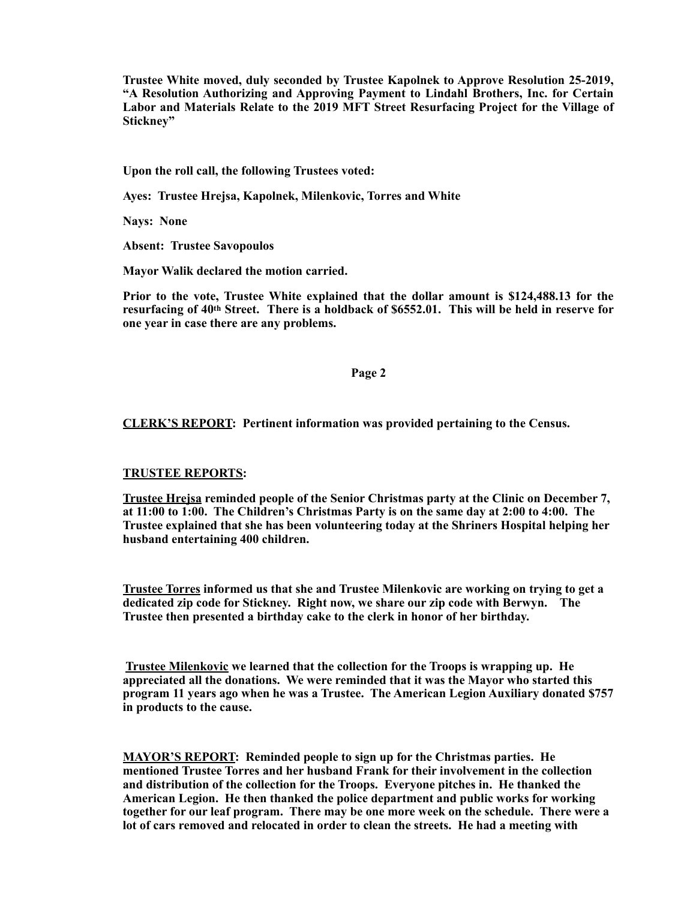**Trustee White moved, duly seconded by Trustee Kapolnek to Approve Resolution 25-2019, "A Resolution Authorizing and Approving Payment to Lindahl Brothers, Inc. for Certain Labor and Materials Relate to the 2019 MFT Street Resurfacing Project for the Village of Stickney"**

**Upon the roll call, the following Trustees voted:**

**Ayes: Trustee Hrejsa, Kapolnek, Milenkovic, Torres and White**

**Nays: None**

**Absent: Trustee Savopoulos**

**Mayor Walik declared the motion carried.**

**Prior to the vote, Trustee White explained that the dollar amount is $124,488.13 for the resurfacing of 40th Street. There is a holdback of $6552.01. This will be held in reserve for one year in case there are any problems.**

**<u>CLERK'S REPORT</u>: Pertinent information was provided pertaining to the Census.**

**<u>TRUSTEE REPORTS</u>:**

**<u>Trustee Hrejsa</u> reminded people of the Senior Christmas party at the Clinic on December 7, at 11:00 to 1:00. The Children's Christmas Party is on the same day at 2:00 to 4:00. The Trustee explained that she has been volunteering today at the Shriners Hospital helping her husband entertaining 400 children.**

**<u>Trustee Torres</u> informed us that she and Trustee Milenkovic are working on trying to get a dedicated zip code for Stickney. Right now, we share our zip code with Berwyn. The Trustee then presented a birthday cake to the clerk in honor of her birthday.**

**<u>Trustee Milenkovic</u> we learned that the collection for the Troops is wrapping up. He appreciated all the donations. We were reminded that it was the Mayor who started this program 11 years ago when he was a Trustee. The American Legion Auxiliary donated $757 in products to the cause.**

**<u>MAYOR'S REPORT</u>: Reminded people to sign up for the Christmas parties. He mentioned Trustee Torres and her husband Frank for their involvement in the collection and distribution of the collection for the Troops. Everyone pitches in. He thanked the American Legion. He then thanked the police department and public works for working together for our leaf program. There may be one more week on the schedule. There were a lot of cars removed and relocated in order to clean the streets. He had a meeting with**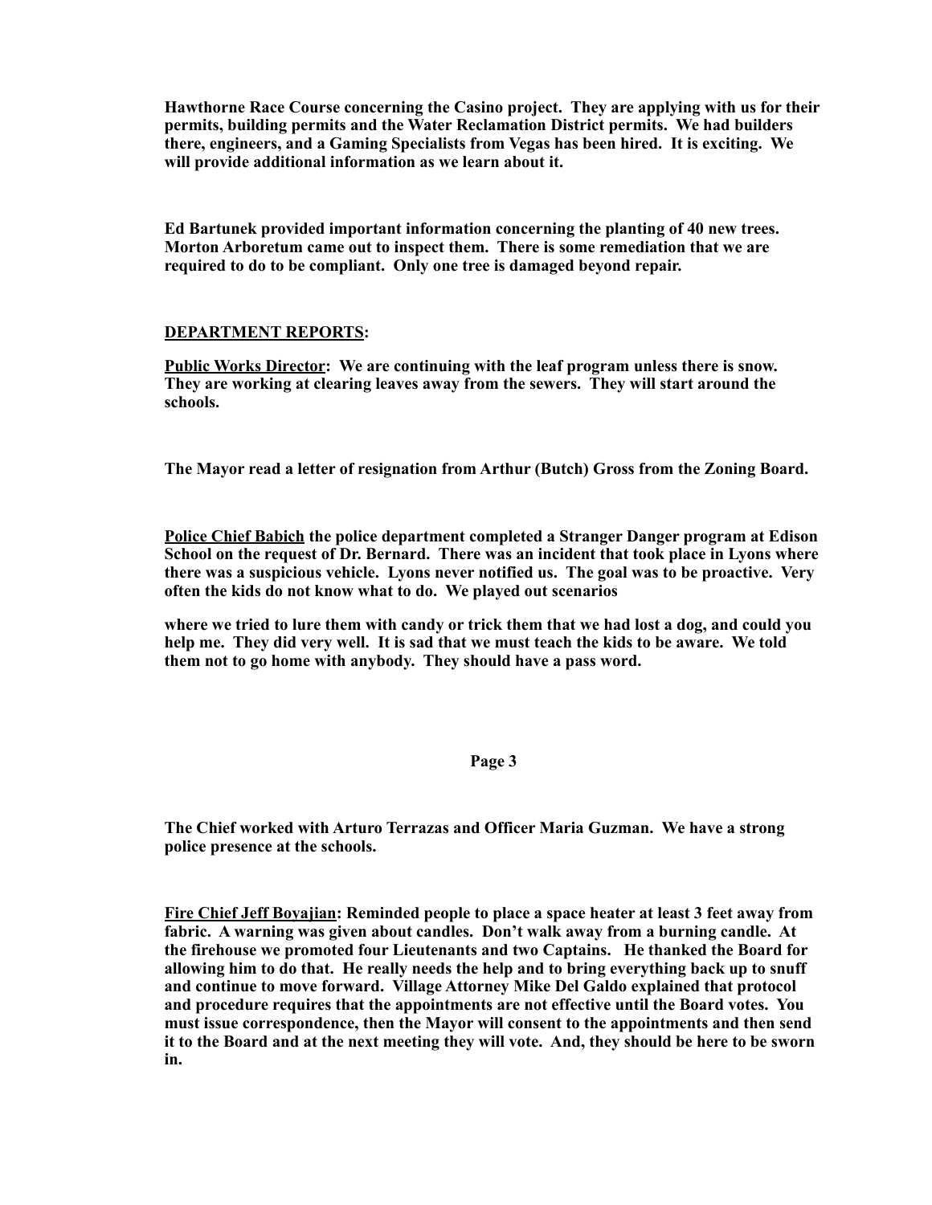**Hawthorne Race Course concerning the Casino project. They are applying with us for their permits, building permits and the Water Reclamation District permits. We had builders there, engineers, and a Gaming Specialists from Vegas has been hired. It is exciting. We will provide additional information as we learn about it.**

**Ed Bartunek provided important information concerning the planting of 40 new trees. Morton Arboretum came out to inspect them. There is some remediation that we are required to do to be compliant. Only one tree is damaged beyond repair.**

**DEPARTMENT REPORTS:**

**Public Works Director: We are continuing with the leaf program unless there is snow. They are working at clearing leaves away from the sewers. They will start around the schools.**

**The Mayor read a letter of resignation from Arthur (Butch) Gross from the Zoning Board.**

**Police Chief Babich the police department completed a Stranger Danger program at Edison School on the request of Dr. Bernard. There was an incident that took place in Lyons where there was a suspicious vehicle. Lyons never notified us. The goal was to be proactive. Very often the kids do not know what to do. We played out scenarios**

**where we tried to lure them with candy or trick them that we had lost a dog, and could you help me. They did very well. It is sad that we must teach the kids to be aware. We told them not to go home with anybody. They should have a pass word.**

**The Chief worked with Arturo Terrazas and Officer Maria Guzman. We have a strong police presence at the schools.**

**Fire Chief Jeff Boyajian: Reminded people to place a space heater at least 3 feet away from fabric. A warning was given about candles. Don't walk away from a burning candle. At the firehouse we promoted four Lieutenants and two Captains. He thanked the Board for allowing him to do that. He really needs the help and to bring everything back up to snuff and continue to move forward. Village Attorney Mike Del Galdo explained that protocol and procedure requires that the appointments are not effective until the Board votes. You must issue correspondence, then the Mayor will consent to the appointments and then send it to the Board and at the next meeting they will vote. And, they should be here to be sworn in.**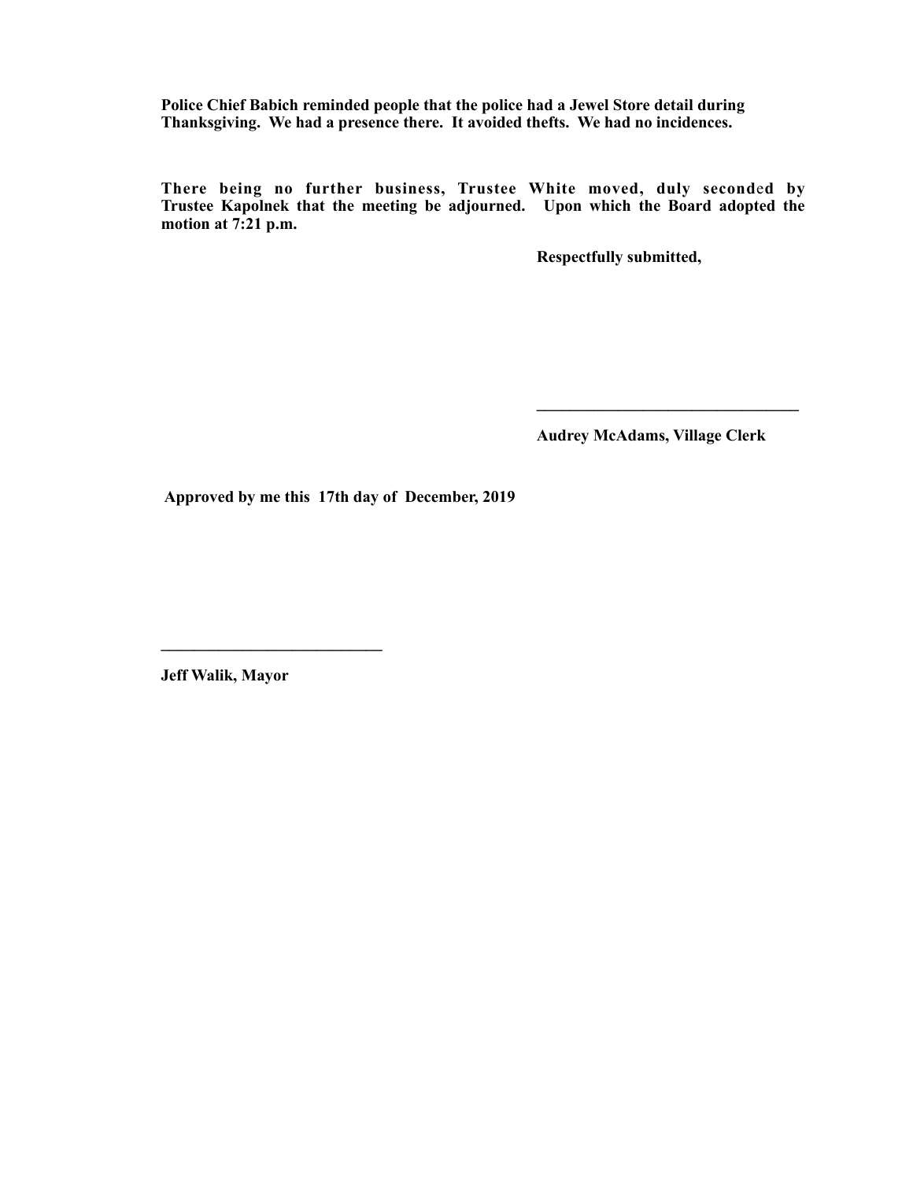**Police Chief Babich reminded people that the police had a Jewel Store detail during Thanksgiving. We had a presence there. It avoided thefts. We had no incidences.**

**There being no further business, Trustee White moved, duly seconded by Trustee Kapolnek that the meeting be adjourned. Upon which the Board adopted the motion at 7:21 p.m.**

**Respectfully submitted,**

**_________________________________**

**Audrey McAdams, Village Clerk**

**Approved by me this 17th day of December, 2019**

**___________________________**

**Jeff Walik, Mayor**